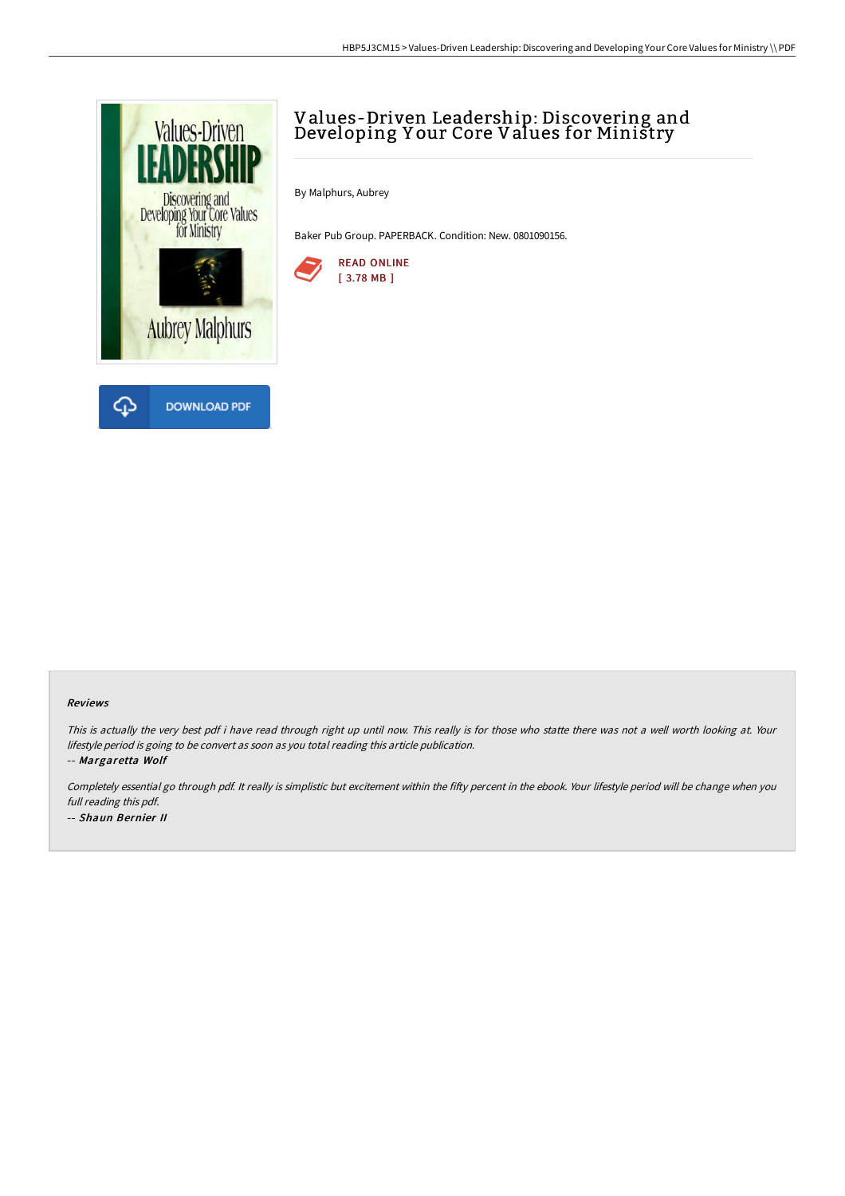# Values-Driven Leadership: Discovering and Developing Your Core Values for Ministry

By Malphurs, Aubrey

Baker Pub Group. PAPERBACK. Condition: New. 0801090156.

READ ONLINE
[ 3.78 MB ]

DOWNLOAD PDF

### Reviews

*This is actually the very best pdf i have read through right up until now. This really is for those who statte there was not a well worth looking at. Your lifestyle period is going to be convert as soon as you total reading this article publication.*

*-- Margaretta Wolf*

*Completely essential go through pdf. It really is simplistic but excitement within the fifty percent in the ebook. Your lifestyle period will be change when you full reading this pdf.*

*-- Shaun Bernier II*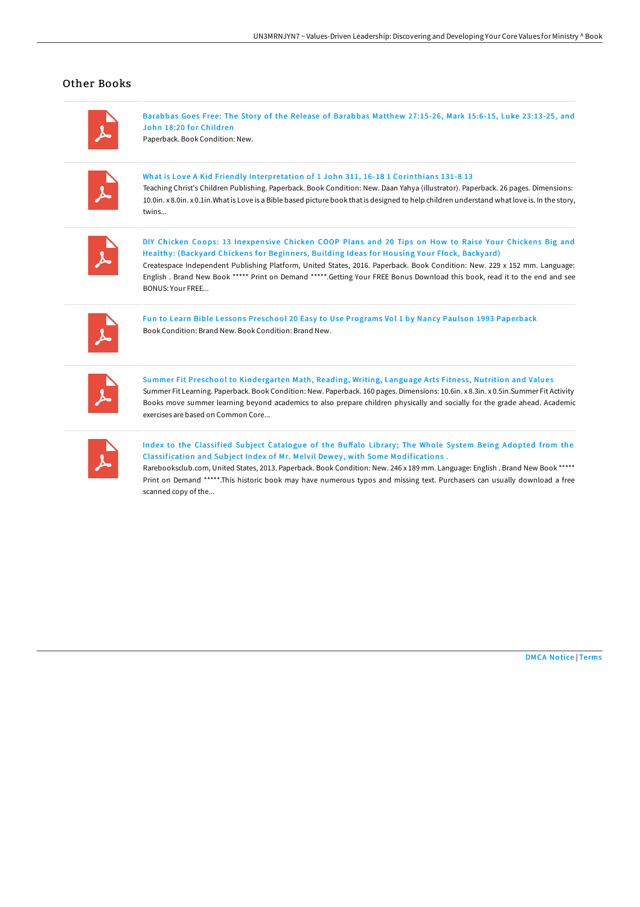## Other Books

**Barabbas Goes Free: The Story of the Release of Barabbas Matthew 27:15-26, Mark 15:6-15, Luke 23:13-25, and John 18:20 for Children**
Paperback. Book Condition: New.

**What is Love A Kid Friendly Interpretation of 1 John 311, 16-18 1 Corinthians 131-8 13**
Teaching Christ's Children Publishing. Paperback. Book Condition: New. Daan Yahya (illustrator). Paperback. 26 pages. Dimensions: 10.0in. x 8.0in. x 0.1in.What is Love is a Bible based picture book that is designed to help children understand what love is. In the story, twins...

**DIY Chicken Coops: 13 Inexpensive Chicken COOP Plans and 20 Tips on How to Raise Your Chickens Big and Healthy: (Backyard Chickens for Beginners, Building Ideas for Housing Your Flock, Backyard)**
Createspace Independent Publishing Platform, United States, 2016. Paperback. Book Condition: New. 229 x 152 mm. Language: English . Brand New Book ***** Print on Demand *****.Getting Your FREE Bonus Download this book, read it to the end and see BONUS: Your FREE...

**Fun to Learn Bible Lessons Preschool 20 Easy to Use Programs Vol 1 by Nancy Paulson 1993 Paperback**
Book Condition: Brand New. Book Condition: Brand New.

**Summer Fit Preschool to Kindergarten Math, Reading, Writing, Language Arts Fitness, Nutrition and Values**
Summer Fit Learning. Paperback. Book Condition: New. Paperback. 160 pages. Dimensions: 10.6in. x 8.3in. x 0.5in.Summer Fit Activity Books move summer learning beyond academics to also prepare children physically and socially for the grade ahead. Academic exercises are based on Common Core...

**Index to the Classified Subject Catalogue of the Buffalo Library; The Whole System Being Adopted from the Classification and Subject Index of Mr. Melvil Dewey, with Some Modifications .**
Rarebooksclub.com, United States, 2013. Paperback. Book Condition: New. 246 x 189 mm. Language: English . Brand New Book ***** Print on Demand *****.This historic book may have numerous typos and missing text. Purchasers can usually download a free scanned copy of the...

DMCA Notice | Terms